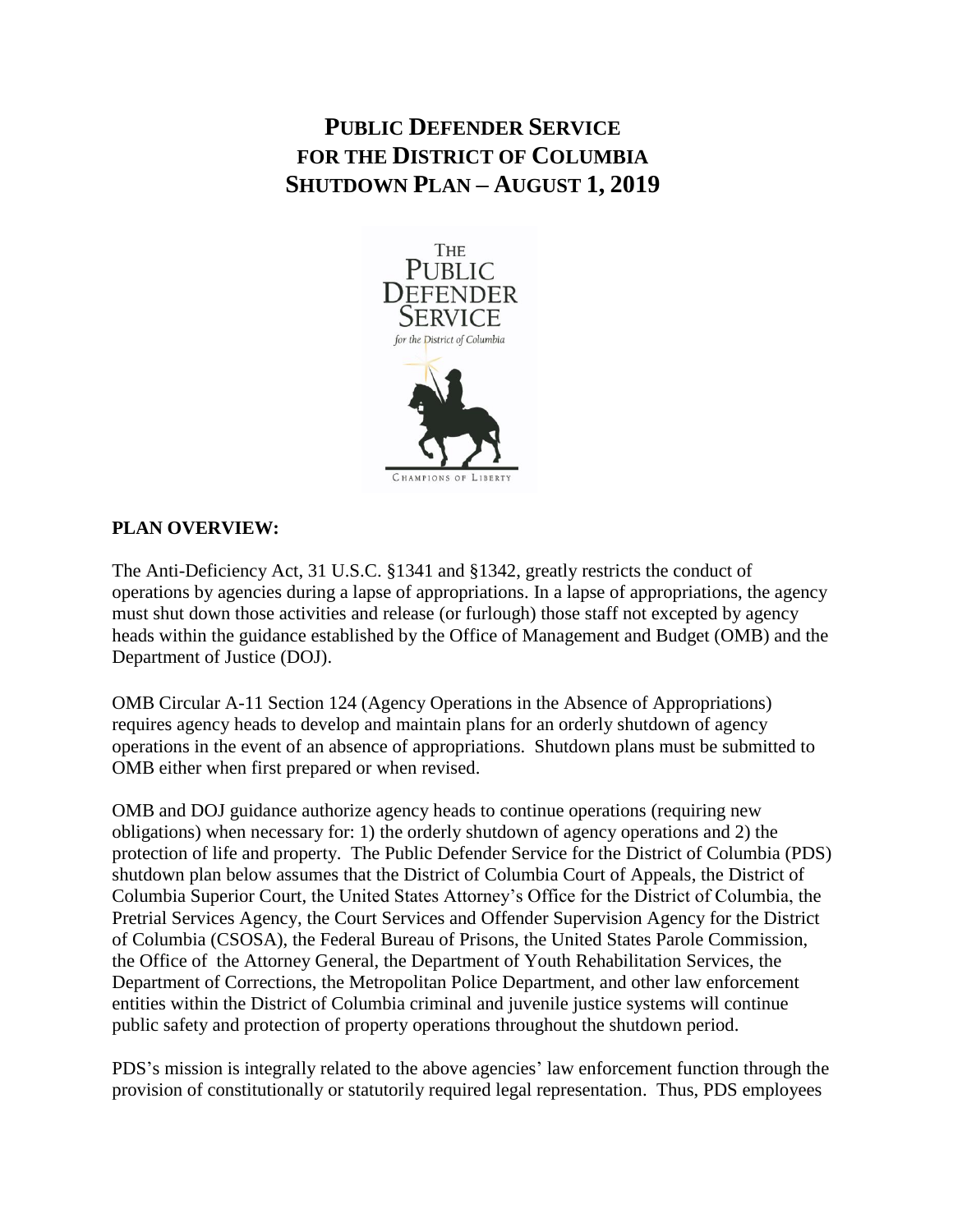# PUBLIC DEFENDER SERVICE FOR THE DISTRICT OF COLUMBIA SHUTDOWN PLAN – AUGUST 1, 2019

**PLAN OVERVIEW:**

The Anti-Deficiency Act, 31 U.S.C. §1341 and §1342, greatly restricts the conduct of operations by agencies during a lapse of appropriations. In a lapse of appropriations, the agency must shut down those activities and release (or furlough) those staff not excepted by agency heads within the guidance established by the Office of Management and Budget (OMB) and the Department of Justice (DOJ).

OMB Circular A-11 Section 124 (Agency Operations in the Absence of Appropriations) requires agency heads to develop and maintain plans for an orderly shutdown of agency operations in the event of an absence of appropriations. Shutdown plans must be submitted to OMB either when first prepared or when revised.

OMB and DOJ guidance authorize agency heads to continue operations (requiring new obligations) when necessary for: 1) the orderly shutdown of agency operations and 2) the protection of life and property. The Public Defender Service for the District of Columbia (PDS) shutdown plan below assumes that the District of Columbia Court of Appeals, the District of Columbia Superior Court, the United States Attorney's Office for the District of Columbia, the Pretrial Services Agency, the Court Services and Offender Supervision Agency for the District of Columbia (CSOSA), the Federal Bureau of Prisons, the United States Parole Commission, the Office of the Attorney General, the Department of Youth Rehabilitation Services, the Department of Corrections, the Metropolitan Police Department, and other law enforcement entities within the District of Columbia criminal and juvenile justice systems will continue public safety and protection of property operations throughout the shutdown period.

PDS's mission is integrally related to the above agencies' law enforcement function through the provision of constitutionally or statutorily required legal representation. Thus, PDS employees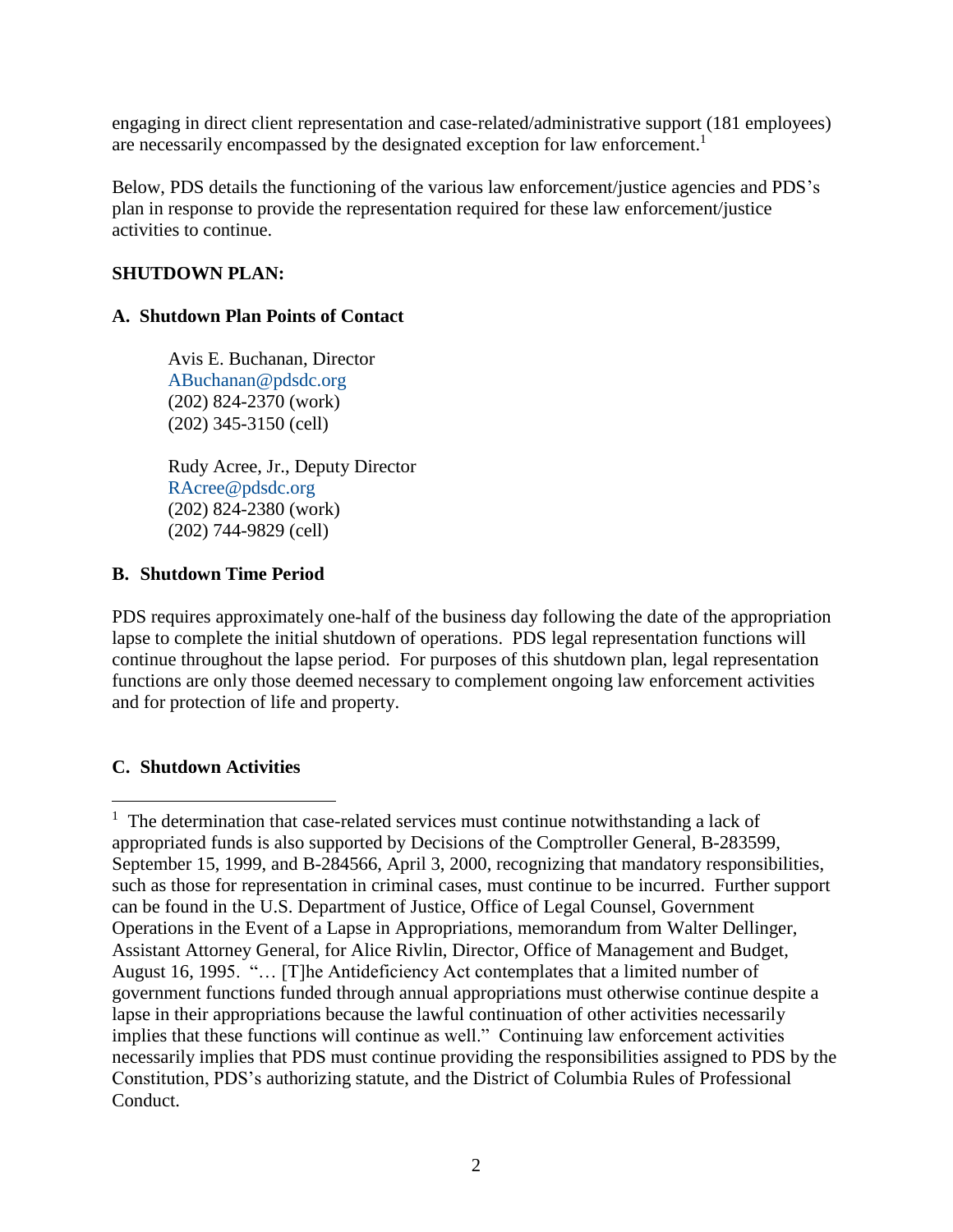engaging in direct client representation and case-related/administrative support (181 employees) are necessarily encompassed by the designated exception for law enforcement.[1]

Below, PDS details the functioning of the various law enforcement/justice agencies and PDS's plan in response to provide the representation required for these law enforcement/justice activities to continue.

**SHUTDOWN PLAN:**

**A. Shutdown Plan Points of Contact**

Avis E. Buchanan, Director
ABuchanan@pdsdc.org
(202) 824-2370 (work)
(202) 345-3150 (cell)

Rudy Acree, Jr., Deputy Director
RAcree@pdsdc.org
(202) 824-2380 (work)
(202) 744-9829 (cell)

**B. Shutdown Time Period**

PDS requires approximately one-half of the business day following the date of the appropriation lapse to complete the initial shutdown of operations. PDS legal representation functions will continue throughout the lapse period. For purposes of this shutdown plan, legal representation functions are only those deemed necessary to complement ongoing law enforcement activities and for protection of life and property.

**C. Shutdown Activities**

[1] The determination that case-related services must continue notwithstanding a lack of appropriated funds is also supported by Decisions of the Comptroller General, B-283599, September 15, 1999, and B-284566, April 3, 2000, recognizing that mandatory responsibilities, such as those for representation in criminal cases, must continue to be incurred. Further support can be found in the U.S. Department of Justice, Office of Legal Counsel, Government Operations in the Event of a Lapse in Appropriations, memorandum from Walter Dellinger, Assistant Attorney General, for Alice Rivlin, Director, Office of Management and Budget, August 16, 1995. "… [T]he Antideficiency Act contemplates that a limited number of government functions funded through annual appropriations must otherwise continue despite a lapse in their appropriations because the lawful continuation of other activities necessarily implies that these functions will continue as well." Continuing law enforcement activities necessarily implies that PDS must continue providing the responsibilities assigned to PDS by the Constitution, PDS's authorizing statute, and the District of Columbia Rules of Professional Conduct.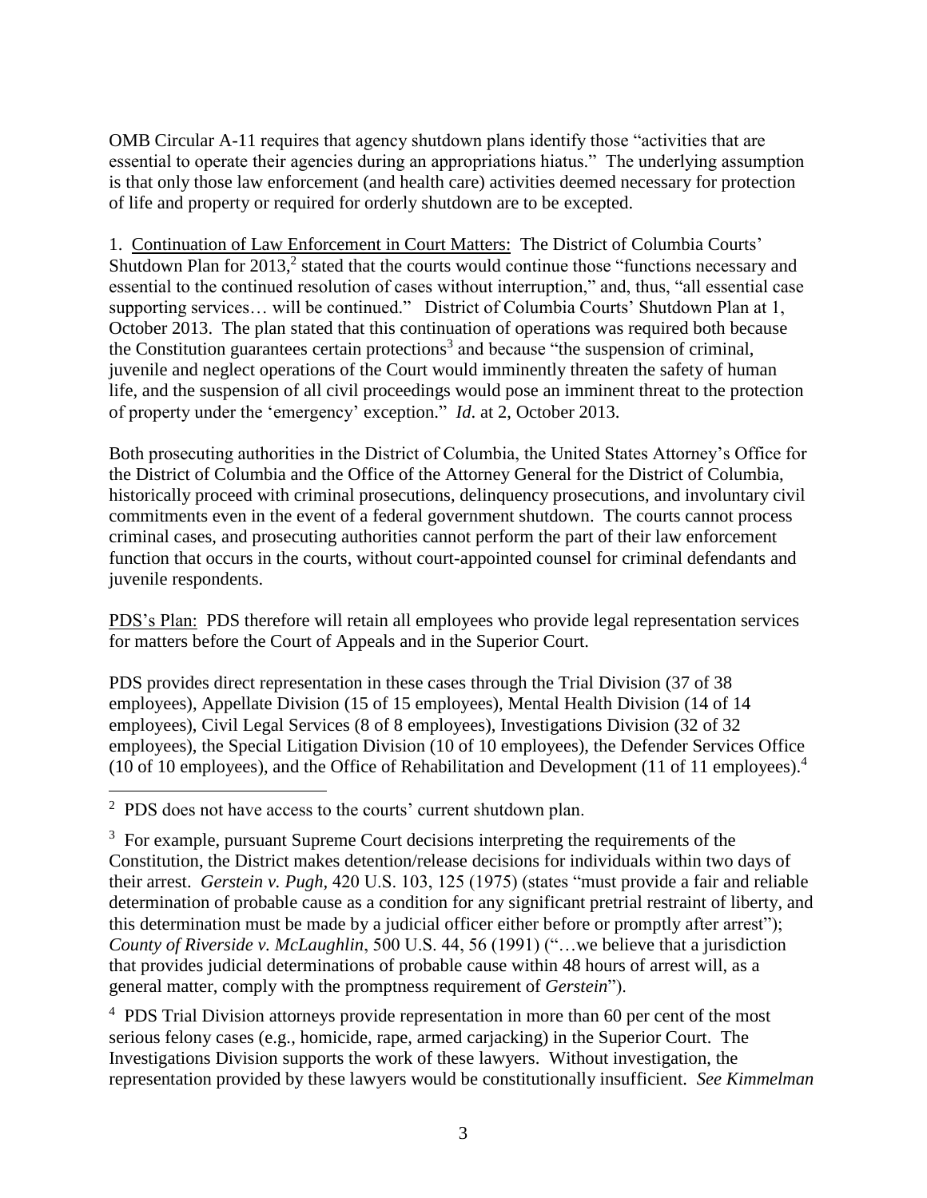OMB Circular A-11 requires that agency shutdown plans identify those "activities that are essential to operate their agencies during an appropriations hiatus." The underlying assumption is that only those law enforcement (and health care) activities deemed necessary for protection of life and property or required for orderly shutdown are to be excepted.

1. Continuation of Law Enforcement in Court Matters: The District of Columbia Courts' Shutdown Plan for 2013,[2] stated that the courts would continue those "functions necessary and essential to the continued resolution of cases without interruption," and, thus, "all essential case supporting services… will be continued." District of Columbia Courts' Shutdown Plan at 1, October 2013. The plan stated that this continuation of operations was required both because the Constitution guarantees certain protections[3] and because "the suspension of criminal, juvenile and neglect operations of the Court would imminently threaten the safety of human life, and the suspension of all civil proceedings would pose an imminent threat to the protection of property under the 'emergency' exception." *Id*. at 2, October 2013.

Both prosecuting authorities in the District of Columbia, the United States Attorney's Office for the District of Columbia and the Office of the Attorney General for the District of Columbia, historically proceed with criminal prosecutions, delinquency prosecutions, and involuntary civil commitments even in the event of a federal government shutdown. The courts cannot process criminal cases, and prosecuting authorities cannot perform the part of their law enforcement function that occurs in the courts, without court-appointed counsel for criminal defendants and juvenile respondents.

PDS's Plan: PDS therefore will retain all employees who provide legal representation services for matters before the Court of Appeals and in the Superior Court.

PDS provides direct representation in these cases through the Trial Division (37 of 38 employees), Appellate Division (15 of 15 employees), Mental Health Division (14 of 14 employees), Civil Legal Services (8 of 8 employees), Investigations Division (32 of 32 employees), the Special Litigation Division (10 of 10 employees), the Defender Services Office (10 of 10 employees), and the Office of Rehabilitation and Development (11 of 11 employees).[4]

---

[2] PDS does not have access to the courts' current shutdown plan.

[3] For example, pursuant Supreme Court decisions interpreting the requirements of the Constitution, the District makes detention/release decisions for individuals within two days of their arrest. *Gerstein v. Pugh*, 420 U.S. 103, 125 (1975) (states "must provide a fair and reliable determination of probable cause as a condition for any significant pretrial restraint of liberty, and this determination must be made by a judicial officer either before or promptly after arrest"); *County of Riverside v. McLaughlin*, 500 U.S. 44, 56 (1991) ("…we believe that a jurisdiction that provides judicial determinations of probable cause within 48 hours of arrest will, as a general matter, comply with the promptness requirement of *Gerstein*").

[4] PDS Trial Division attorneys provide representation in more than 60 per cent of the most serious felony cases (e.g., homicide, rape, armed carjacking) in the Superior Court. The Investigations Division supports the work of these lawyers. Without investigation, the representation provided by these lawyers would be constitutionally insufficient. *See Kimmelman*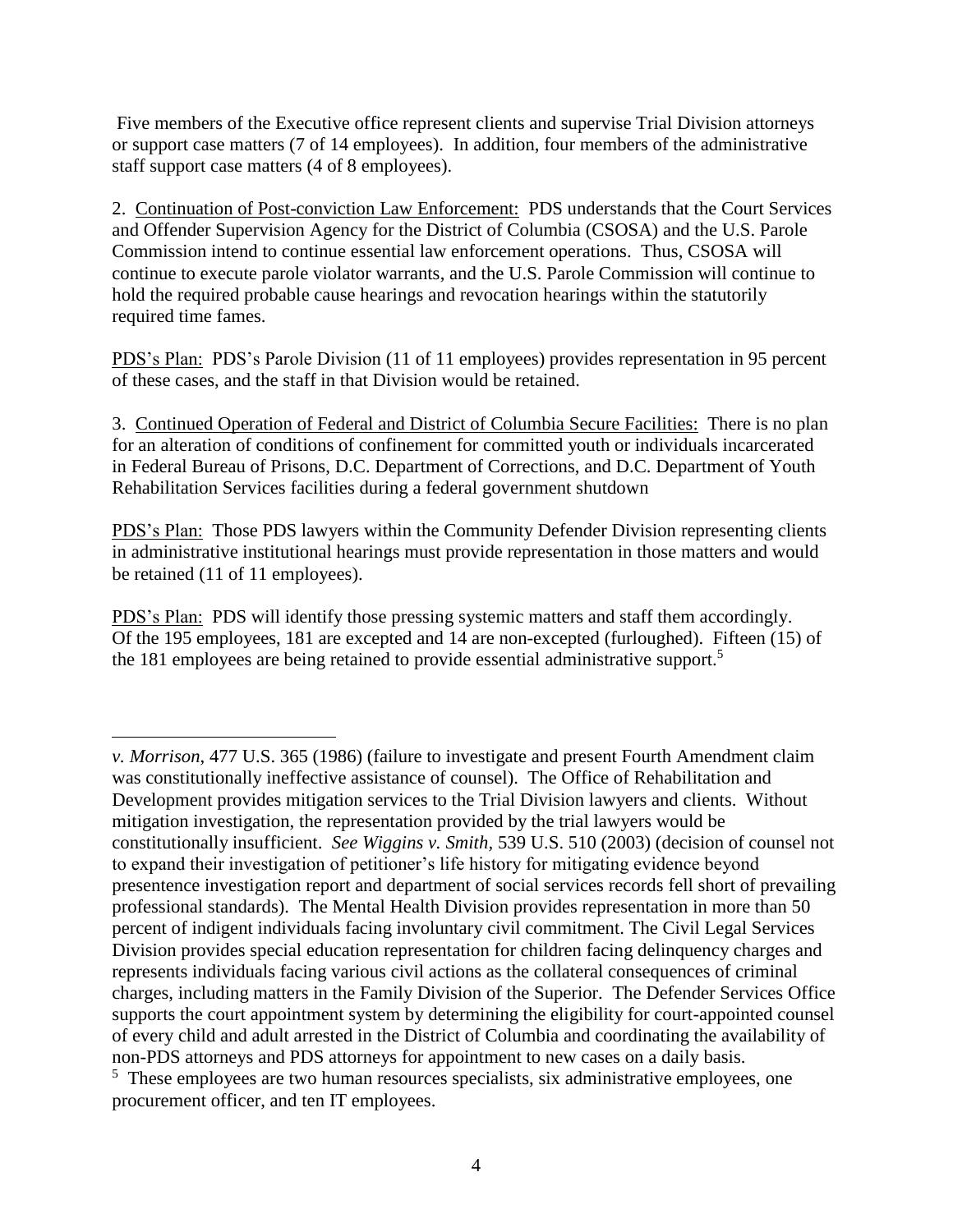Five members of the Executive office represent clients and supervise Trial Division attorneys or support case matters (7 of 14 employees). In addition, four members of the administrative staff support case matters (4 of 8 employees).

2. Continuation of Post-conviction Law Enforcement: PDS understands that the Court Services and Offender Supervision Agency for the District of Columbia (CSOSA) and the U.S. Parole Commission intend to continue essential law enforcement operations. Thus, CSOSA will continue to execute parole violator warrants, and the U.S. Parole Commission will continue to hold the required probable cause hearings and revocation hearings within the statutorily required time fames.

PDS's Plan: PDS's Parole Division (11 of 11 employees) provides representation in 95 percent of these cases, and the staff in that Division would be retained.

3. Continued Operation of Federal and District of Columbia Secure Facilities: There is no plan for an alteration of conditions of confinement for committed youth or individuals incarcerated in Federal Bureau of Prisons, D.C. Department of Corrections, and D.C. Department of Youth Rehabilitation Services facilities during a federal government shutdown

PDS's Plan: Those PDS lawyers within the Community Defender Division representing clients in administrative institutional hearings must provide representation in those matters and would be retained (11 of 11 employees).

PDS's Plan: PDS will identify those pressing systemic matters and staff them accordingly. Of the 195 employees, 181 are excepted and 14 are non-excepted (furloughed). Fifteen (15) of the 181 employees are being retained to provide essential administrative support.[5]

---

*v. Morrison*, 477 U.S. 365 (1986) (failure to investigate and present Fourth Amendment claim was constitutionally ineffective assistance of counsel). The Office of Rehabilitation and Development provides mitigation services to the Trial Division lawyers and clients. Without mitigation investigation, the representation provided by the trial lawyers would be constitutionally insufficient. *See Wiggins v. Smith*, 539 U.S. 510 (2003) (decision of counsel not to expand their investigation of petitioner's life history for mitigating evidence beyond presentence investigation report and department of social services records fell short of prevailing professional standards). The Mental Health Division provides representation in more than 50 percent of indigent individuals facing involuntary civil commitment. The Civil Legal Services Division provides special education representation for children facing delinquency charges and represents individuals facing various civil actions as the collateral consequences of criminal charges, including matters in the Family Division of the Superior. The Defender Services Office supports the court appointment system by determining the eligibility for court-appointed counsel of every child and adult arrested in the District of Columbia and coordinating the availability of non-PDS attorneys and PDS attorneys for appointment to new cases on a daily basis.

[5] These employees are two human resources specialists, six administrative employees, one procurement officer, and ten IT employees.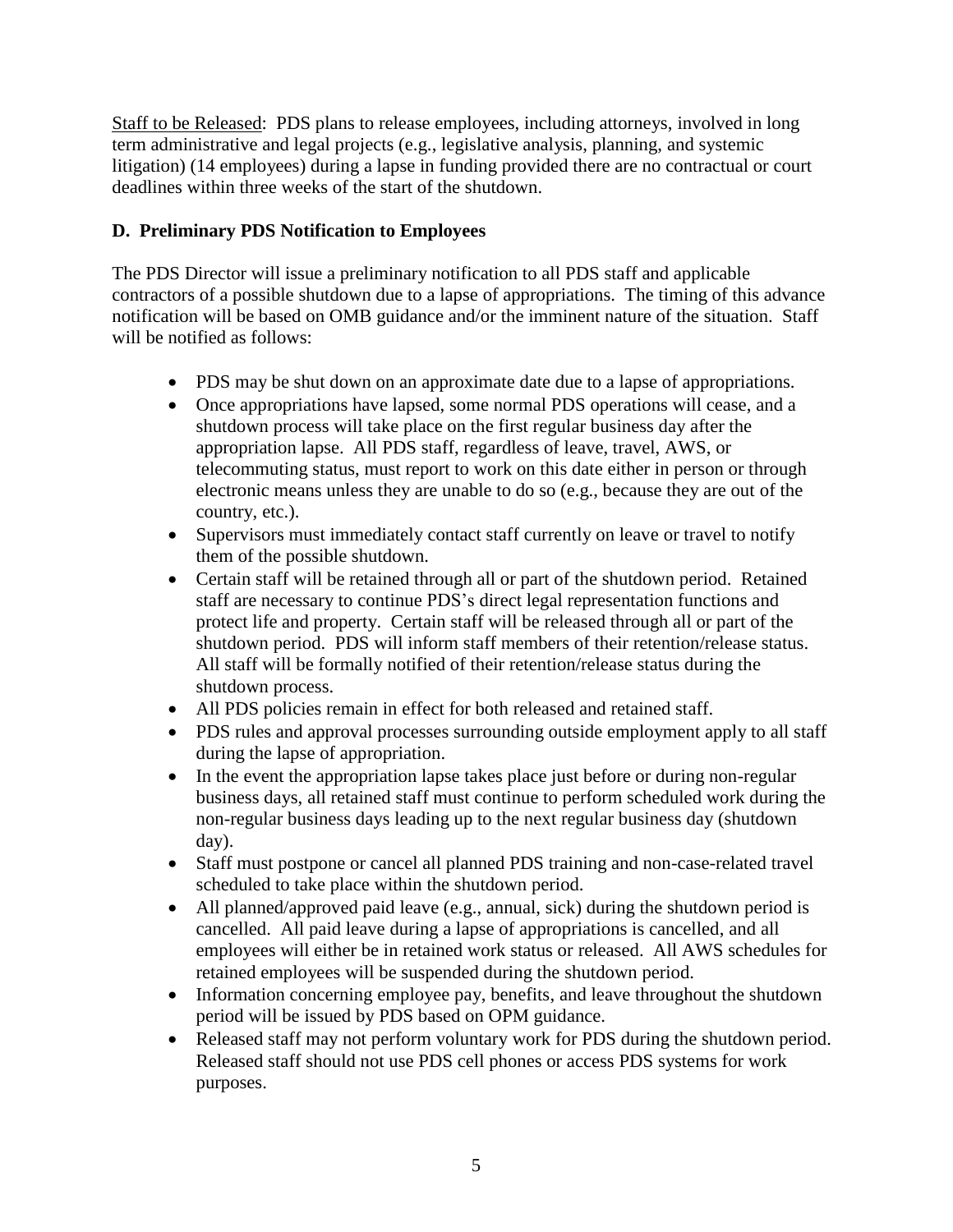<u>Staff to be Released</u>: PDS plans to release employees, including attorneys, involved in long term administrative and legal projects (e.g., legislative analysis, planning, and systemic litigation) (14 employees) during a lapse in funding provided there are no contractual or court deadlines within three weeks of the start of the shutdown.

### D. Preliminary PDS Notification to Employees

The PDS Director will issue a preliminary notification to all PDS staff and applicable contractors of a possible shutdown due to a lapse of appropriations. The timing of this advance notification will be based on OMB guidance and/or the imminent nature of the situation. Staff will be notified as follows:

- PDS may be shut down on an approximate date due to a lapse of appropriations.
- Once appropriations have lapsed, some normal PDS operations will cease, and a shutdown process will take place on the first regular business day after the appropriation lapse. All PDS staff, regardless of leave, travel, AWS, or telecommuting status, must report to work on this date either in person or through electronic means unless they are unable to do so (e.g., because they are out of the country, etc.).
- Supervisors must immediately contact staff currently on leave or travel to notify them of the possible shutdown.
- Certain staff will be retained through all or part of the shutdown period. Retained staff are necessary to continue PDS's direct legal representation functions and protect life and property. Certain staff will be released through all or part of the shutdown period. PDS will inform staff members of their retention/release status. All staff will be formally notified of their retention/release status during the shutdown process.
- All PDS policies remain in effect for both released and retained staff.
- PDS rules and approval processes surrounding outside employment apply to all staff during the lapse of appropriation.
- In the event the appropriation lapse takes place just before or during non-regular business days, all retained staff must continue to perform scheduled work during the non-regular business days leading up to the next regular business day (shutdown day).
- Staff must postpone or cancel all planned PDS training and non-case-related travel scheduled to take place within the shutdown period.
- All planned/approved paid leave (e.g., annual, sick) during the shutdown period is cancelled. All paid leave during a lapse of appropriations is cancelled, and all employees will either be in retained work status or released. All AWS schedules for retained employees will be suspended during the shutdown period.
- Information concerning employee pay, benefits, and leave throughout the shutdown period will be issued by PDS based on OPM guidance.
- Released staff may not perform voluntary work for PDS during the shutdown period. Released staff should not use PDS cell phones or access PDS systems for work purposes.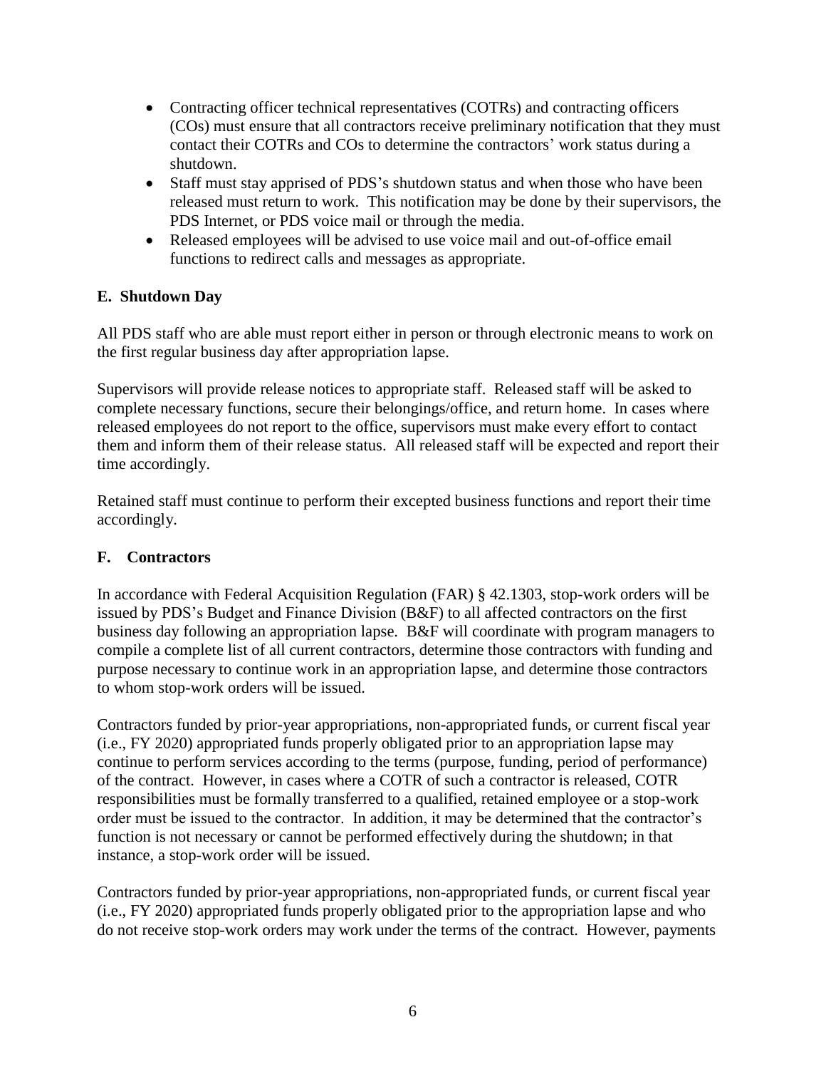- Contracting officer technical representatives (COTRs) and contracting officers (COs) must ensure that all contractors receive preliminary notification that they must contact their COTRs and COs to determine the contractors' work status during a shutdown.
- Staff must stay apprised of PDS's shutdown status and when those who have been released must return to work. This notification may be done by their supervisors, the PDS Internet, or PDS voice mail or through the media.
- Released employees will be advised to use voice mail and out-of-office email functions to redirect calls and messages as appropriate.

### E. Shutdown Day

All PDS staff who are able must report either in person or through electronic means to work on the first regular business day after appropriation lapse.

Supervisors will provide release notices to appropriate staff. Released staff will be asked to complete necessary functions, secure their belongings/office, and return home. In cases where released employees do not report to the office, supervisors must make every effort to contact them and inform them of their release status. All released staff will be expected and report their time accordingly.

Retained staff must continue to perform their excepted business functions and report their time accordingly.

### F. Contractors

In accordance with Federal Acquisition Regulation (FAR) § 42.1303, stop-work orders will be issued by PDS's Budget and Finance Division (B&F) to all affected contractors on the first business day following an appropriation lapse. B&F will coordinate with program managers to compile a complete list of all current contractors, determine those contractors with funding and purpose necessary to continue work in an appropriation lapse, and determine those contractors to whom stop-work orders will be issued.

Contractors funded by prior-year appropriations, non-appropriated funds, or current fiscal year (i.e., FY 2020) appropriated funds properly obligated prior to an appropriation lapse may continue to perform services according to the terms (purpose, funding, period of performance) of the contract. However, in cases where a COTR of such a contractor is released, COTR responsibilities must be formally transferred to a qualified, retained employee or a stop-work order must be issued to the contractor. In addition, it may be determined that the contractor's function is not necessary or cannot be performed effectively during the shutdown; in that instance, a stop-work order will be issued.

Contractors funded by prior-year appropriations, non-appropriated funds, or current fiscal year (i.e., FY 2020) appropriated funds properly obligated prior to the appropriation lapse and who do not receive stop-work orders may work under the terms of the contract. However, payments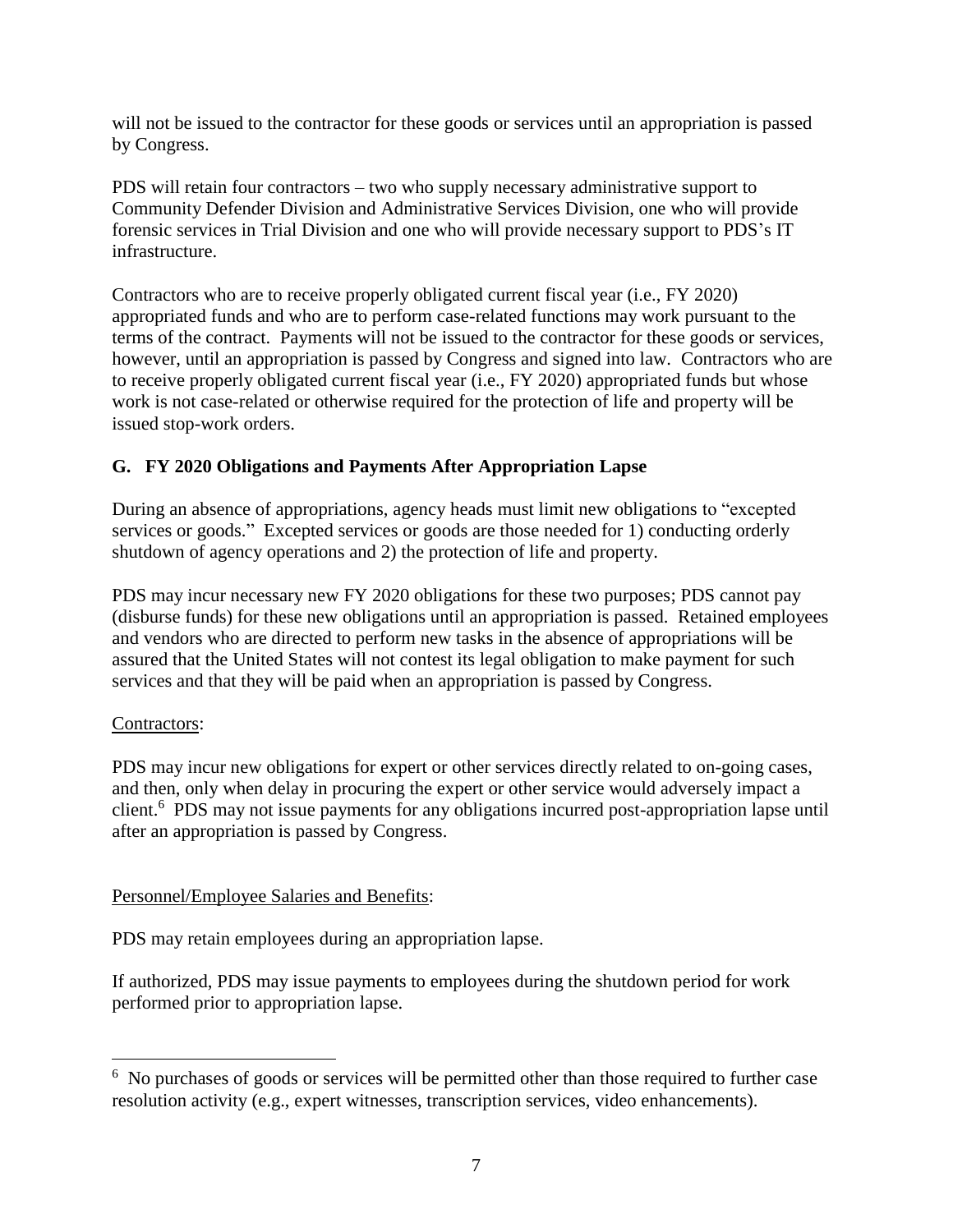will not be issued to the contractor for these goods or services until an appropriation is passed by Congress.

PDS will retain four contractors – two who supply necessary administrative support to Community Defender Division and Administrative Services Division, one who will provide forensic services in Trial Division and one who will provide necessary support to PDS's IT infrastructure.

Contractors who are to receive properly obligated current fiscal year (i.e., FY 2020) appropriated funds and who are to perform case-related functions may work pursuant to the terms of the contract. Payments will not be issued to the contractor for these goods or services, however, until an appropriation is passed by Congress and signed into law. Contractors who are to receive properly obligated current fiscal year (i.e., FY 2020) appropriated funds but whose work is not case-related or otherwise required for the protection of life and property will be issued stop-work orders.

### G. FY 2020 Obligations and Payments After Appropriation Lapse

During an absence of appropriations, agency heads must limit new obligations to "excepted services or goods." Excepted services or goods are those needed for 1) conducting orderly shutdown of agency operations and 2) the protection of life and property.

PDS may incur necessary new FY 2020 obligations for these two purposes; PDS cannot pay (disburse funds) for these new obligations until an appropriation is passed. Retained employees and vendors who are directed to perform new tasks in the absence of appropriations will be assured that the United States will not contest its legal obligation to make payment for such services and that they will be paid when an appropriation is passed by Congress.

Contractors:

PDS may incur new obligations for expert or other services directly related to on-going cases, and then, only when delay in procuring the expert or other service would adversely impact a client.[6] PDS may not issue payments for any obligations incurred post-appropriation lapse until after an appropriation is passed by Congress.

Personnel/Employee Salaries and Benefits:

PDS may retain employees during an appropriation lapse.

If authorized, PDS may issue payments to employees during the shutdown period for work performed prior to appropriation lapse.

---

[6] No purchases of goods or services will be permitted other than those required to further case resolution activity (e.g., expert witnesses, transcription services, video enhancements).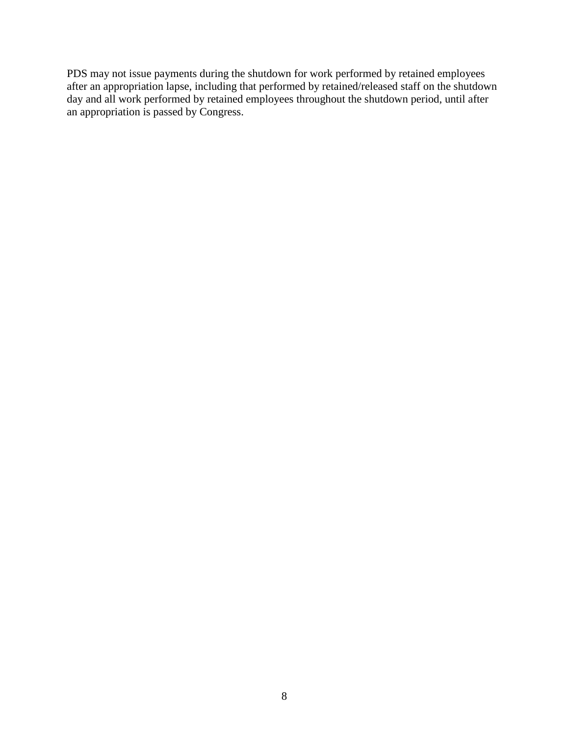PDS may not issue payments during the shutdown for work performed by retained employees after an appropriation lapse, including that performed by retained/released staff on the shutdown day and all work performed by retained employees throughout the shutdown period, until after an appropriation is passed by Congress.